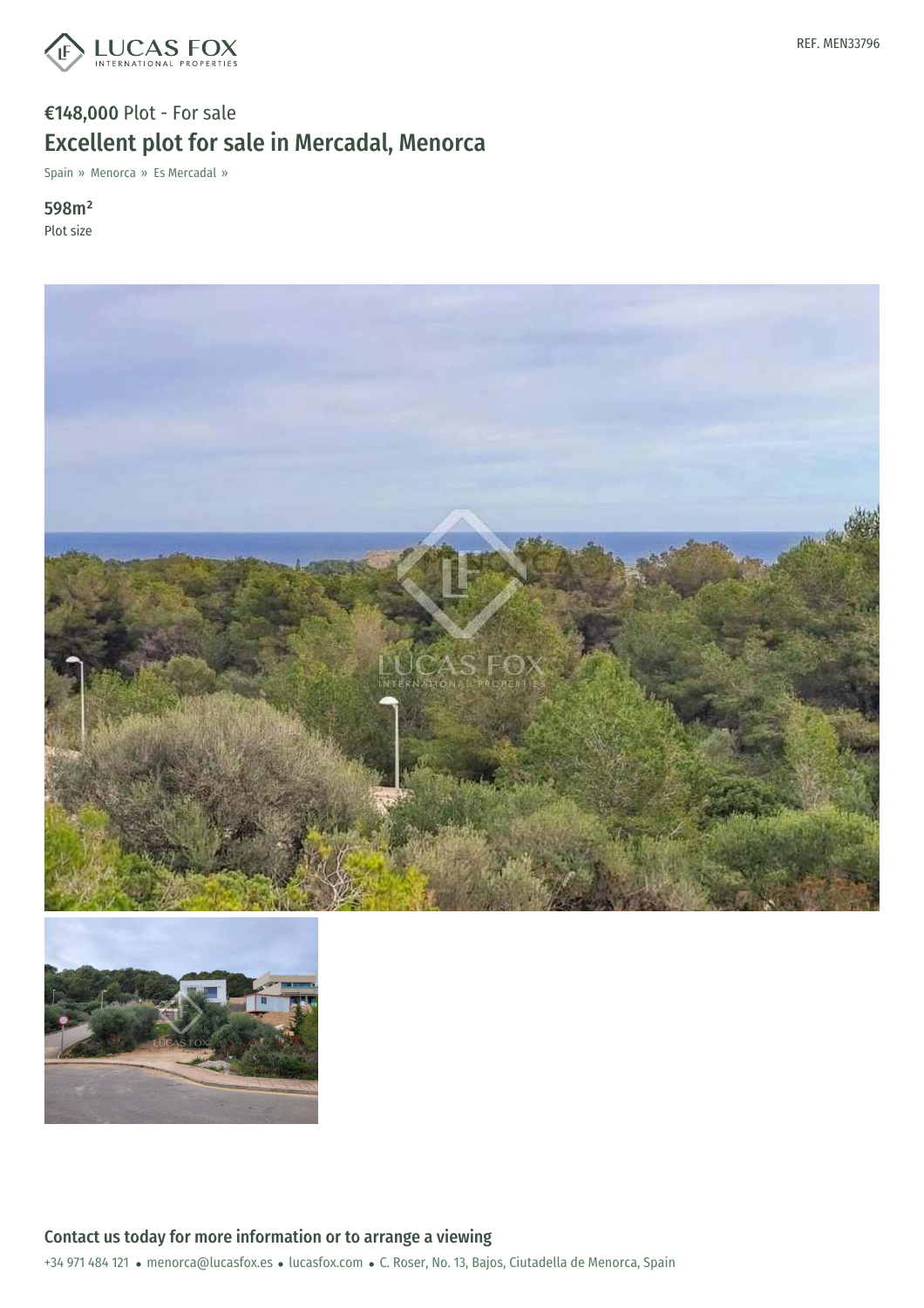REF. MEN33796

€148,000 Plot - For sale

# Excellent plot for sale in Mercadal, Menorca

Spain » Menorca » Es Mercadal »

**598m²**
Plot size

## Contact us today for more information or to arrange a viewing

+34 971 484 121 • menorca@lucasfox.es • lucasfox.com • C. Roser, No. 13, Bajos, Ciutadella de Menorca, Spain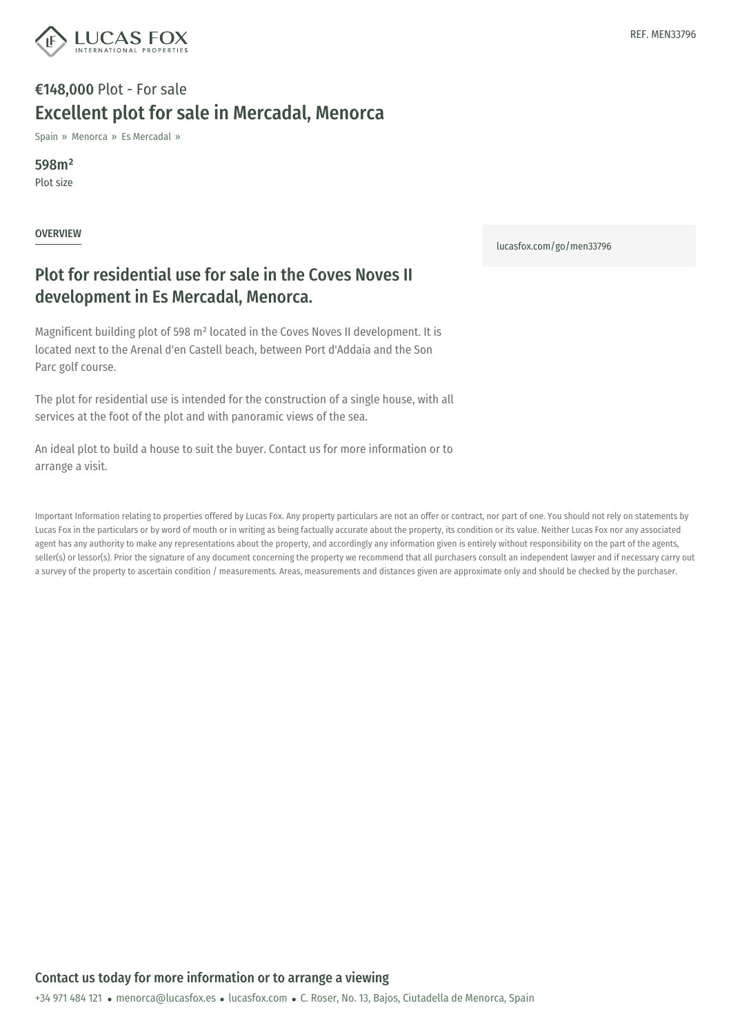REF. MEN33796

**€148,000** Plot - For sale

# Excellent plot for sale in Mercadal, Menorca

Spain » Menorca » Es Mercadal »

**598m²**
Plot size

OVERVIEW

lucasfox.com/go/men33796

## Plot for residential use for sale in the Coves Noves II development in Es Mercadal, Menorca.

Magnificent building plot of 598 m² located in the Coves Noves II development. It is located next to the Arenal d'en Castell beach, between Port d'Addaia and the Son Parc golf course.

The plot for residential use is intended for the construction of a single house, with all services at the foot of the plot and with panoramic views of the sea.

An ideal plot to build a house to suit the buyer. Contact us for more information or to arrange a visit.

Important Information relating to properties offered by Lucas Fox. Any property particulars are not an offer or contract, nor part of one. You should not rely on statements by Lucas Fox in the particulars or by word of mouth or in writing as being factually accurate about the property, its condition or its value. Neither Lucas Fox nor any associated agent has any authority to make any representations about the property, and accordingly any information given is entirely without responsibility on the part of the agents, seller(s) or lessor(s). Prior the signature of any document concerning the property we recommend that all purchasers consult an independent lawyer and if necessary carry out a survey of the property to ascertain condition / measurements. Areas, measurements and distances given are approximate only and should be checked by the purchaser.

## Contact us today for more information or to arrange a viewing

+34 971 484 121 • menorca@lucasfox.es • lucasfox.com • C. Roser, No. 13, Bajos, Ciutadella de Menorca, Spain